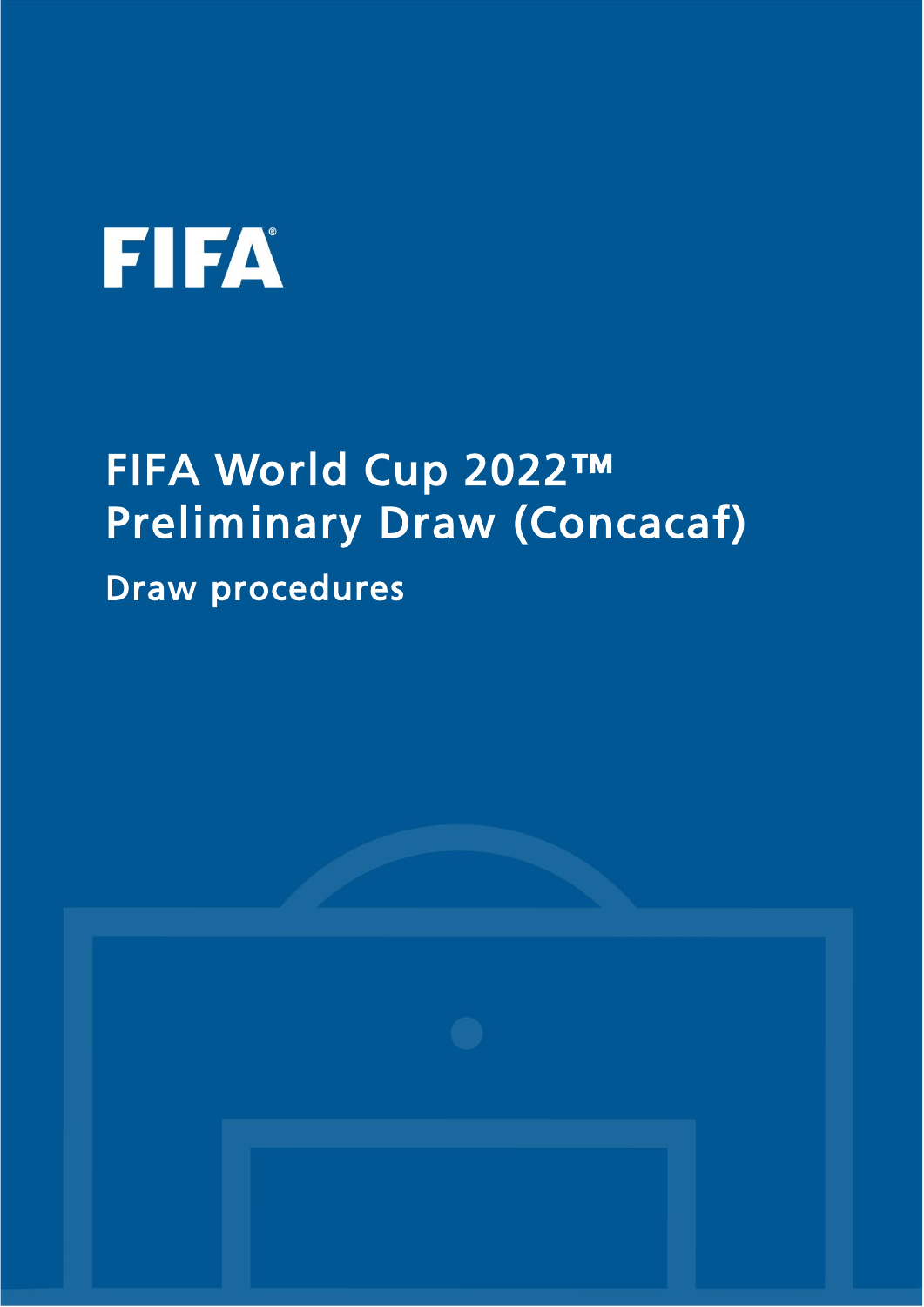FIFA

# FIFA World Cup 2022™ Preliminary Draw (Concacaf)

## Draw procedures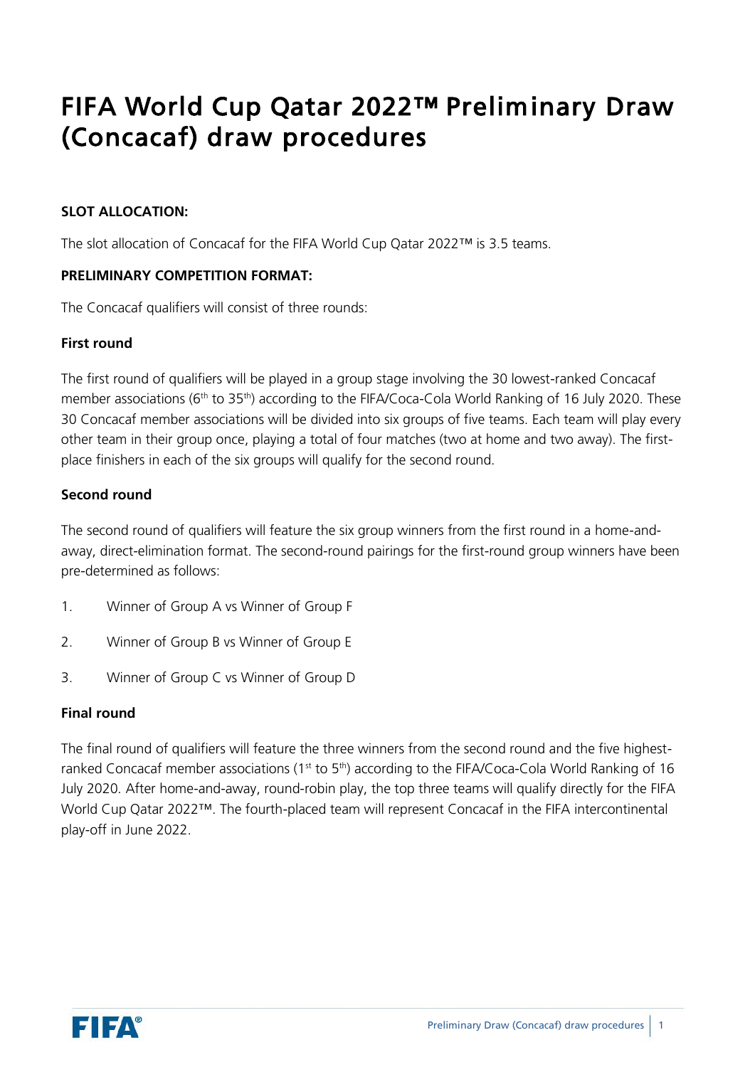# FIFA World Cup Qatar 2022™ Preliminary Draw (Concacaf) draw procedures

**SLOT ALLOCATION:**

The slot allocation of Concacaf for the FIFA World Cup Qatar 2022™ is 3.5 teams.

**PRELIMINARY COMPETITION FORMAT:**

The Concacaf qualifiers will consist of three rounds:

**First round**

The first round of qualifiers will be played in a group stage involving the 30 lowest-ranked Concacaf member associations (6th to 35th) according to the FIFA/Coca-Cola World Ranking of 16 July 2020. These 30 Concacaf member associations will be divided into six groups of five teams. Each team will play every other team in their group once, playing a total of four matches (two at home and two away). The first-place finishers in each of the six groups will qualify for the second round.

**Second round**

The second round of qualifiers will feature the six group winners from the first round in a home-and-away, direct-elimination format. The second-round pairings for the first-round group winners have been pre-determined as follows:

1. Winner of Group A vs Winner of Group F
2. Winner of Group B vs Winner of Group E
3. Winner of Group C vs Winner of Group D

**Final round**

The final round of qualifiers will feature the three winners from the second round and the five highest-ranked Concacaf member associations (1st to 5th) according to the FIFA/Coca-Cola World Ranking of 16 July 2020. After home-and-away, round-robin play, the top three teams will qualify directly for the FIFA World Cup Qatar 2022™. The fourth-placed team will represent Concacaf in the FIFA intercontinental play-off in June 2022.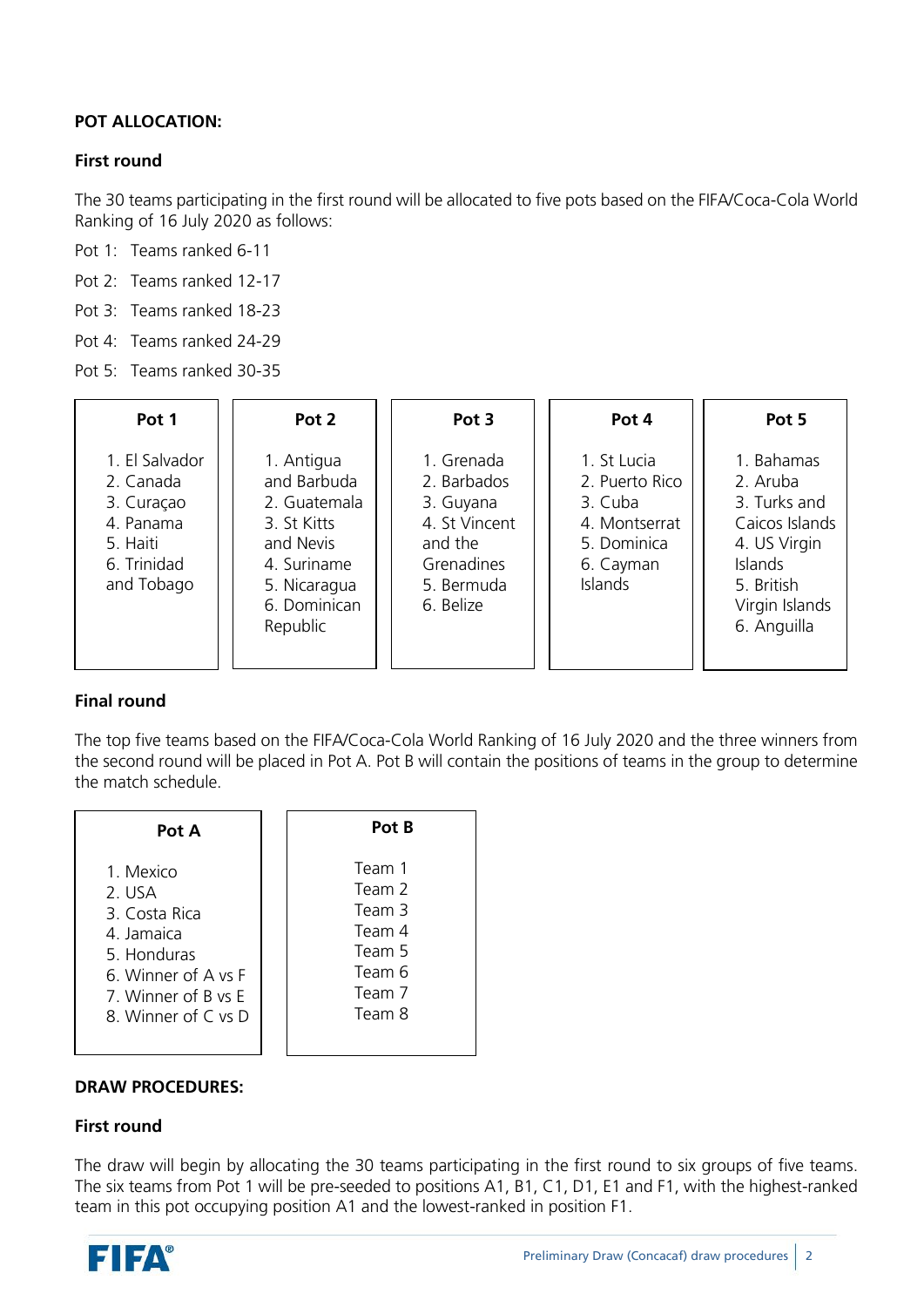**POT ALLOCATION:**

**First round**

The 30 teams participating in the first round will be allocated to five pots based on the FIFA/Coca-Cola World Ranking of 16 July 2020 as follows:

Pot 1: Teams ranked 6-11

Pot 2: Teams ranked 12-17

Pot 3: Teams ranked 18-23

Pot 4: Teams ranked 24-29

Pot 5: Teams ranked 30-35

| Pot 1 | Pot 2 | Pot 3 | Pot 4 | Pot 5 |
|---|---|---|---|---|
| 1. El Salvador | 1. Antigua and Barbuda | 1. Grenada | 1. St Lucia | 1. Bahamas |
| 2. Canada | 2. Guatemala | 2. Barbados | 2. Puerto Rico | 2. Aruba |
| 3. Curaçao | 3. St Kitts and Nevis | 3. Guyana | 3. Cuba | 3. Turks and Caicos Islands |
| 4. Panama | 4. Suriname | 4. St Vincent and the Grenadines | 4. Montserrat | 4. US Virgin Islands |
| 5. Haiti | 5. Nicaragua | 5. Bermuda | 5. Dominica | 5. British Virgin Islands |
| 6. Trinidad and Tobago | 6. Dominican Republic | 6. Belize | 6. Cayman Islands | 6. Anguilla |

**Final round**

The top five teams based on the FIFA/Coca-Cola World Ranking of 16 July 2020 and the three winners from the second round will be placed in Pot A. Pot B will contain the positions of teams in the group to determine the match schedule.

| Pot A | Pot B |
|---|---|
| 1. Mexico | Team 1 |
| 2. USA | Team 2 |
| 3. Costa Rica | Team 3 |
| 4. Jamaica | Team 4 |
| 5. Honduras | Team 5 |
| 6. Winner of A vs F | Team 6 |
| 7. Winner of B vs E | Team 7 |
| 8. Winner of C vs D | Team 8 |

**DRAW PROCEDURES:**

**First round**

The draw will begin by allocating the 30 teams participating in the first round to six groups of five teams. The six teams from Pot 1 will be pre-seeded to positions A1, B1, C1, D1, E1 and F1, with the highest-ranked team in this pot occupying position A1 and the lowest-ranked in position F1.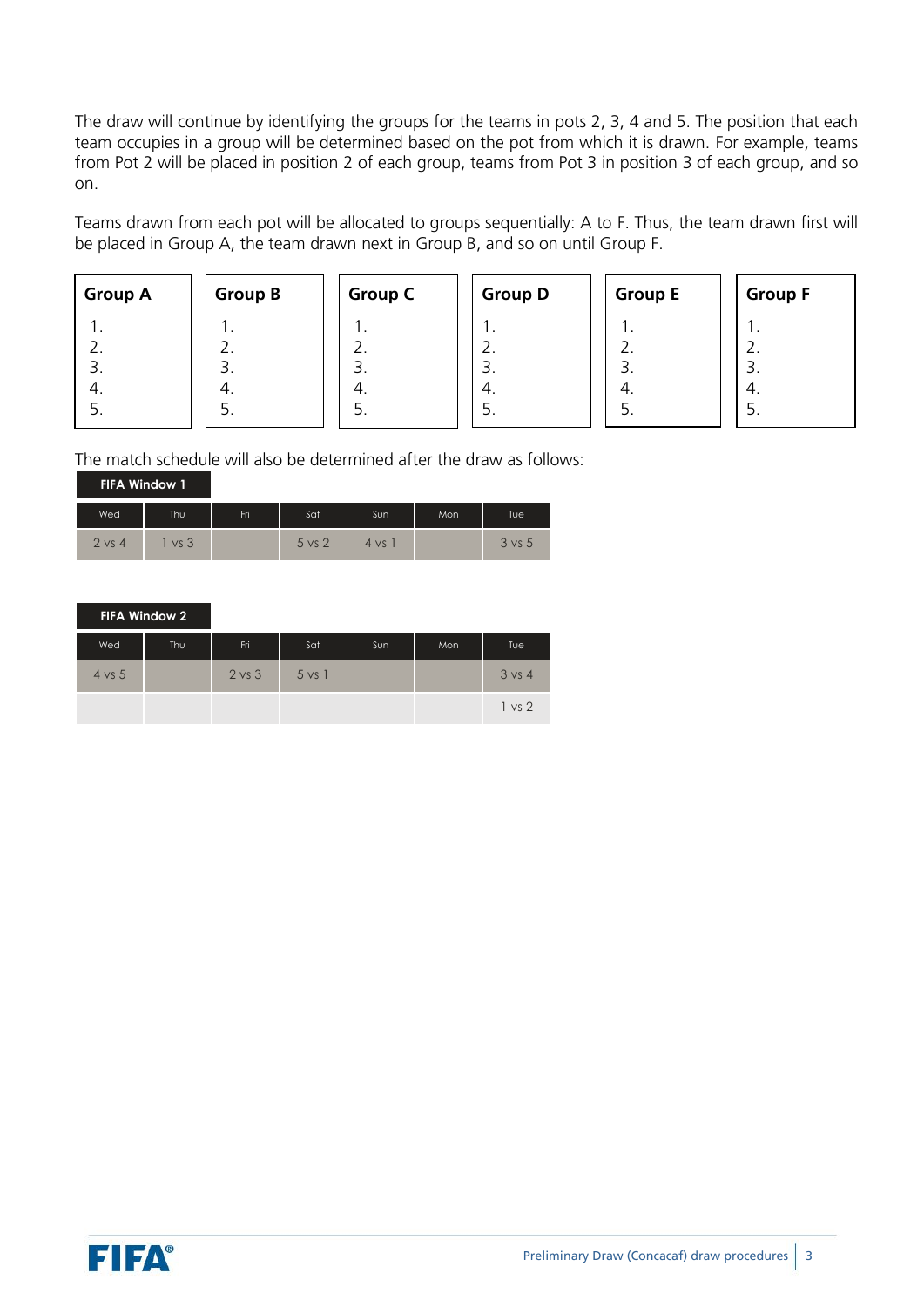The draw will continue by identifying the groups for the teams in pots 2, 3, 4 and 5. The position that each team occupies in a group will be determined based on the pot from which it is drawn. For example, teams from Pot 2 will be placed in position 2 of each group, teams from Pot 3 in position 3 of each group, and so on.

Teams drawn from each pot will be allocated to groups sequentially: A to F. Thus, the team drawn first will be placed in Group A, the team drawn next in Group B, and so on until Group F.

| Group A | Group B | Group C | Group D | Group E | Group F |
|---|---|---|---|---|---|
| 1. | 1. | 1. | 1. | 1. | 1. |
| 2. | 2. | 2. | 2. | 2. | 2. |
| 3. | 3. | 3. | 3. | 3. | 3. |
| 4. | 4. | 4. | 4. | 4. | 4. |
| 5. | 5. | 5. | 5. | 5. | 5. |

The match schedule will also be determined after the draw as follows:

**FIFA Window 1**

| Wed | Thu | Fri | Sat | Sun | Mon | Tue |
|---|---|---|---|---|---|---|
| 2 vs 4 | 1 vs 3 | | 5 vs 2 | 4 vs 1 | | 3 vs 5 |

**FIFA Window 2**

| Wed | Thu | Fri | Sat | Sun | Mon | Tue |
|---|---|---|---|---|---|---|
| 4 vs 5 | | 2 vs 3 | 5 vs 1 | | | 3 vs 4 |
| | | | | | | 1 vs 2 |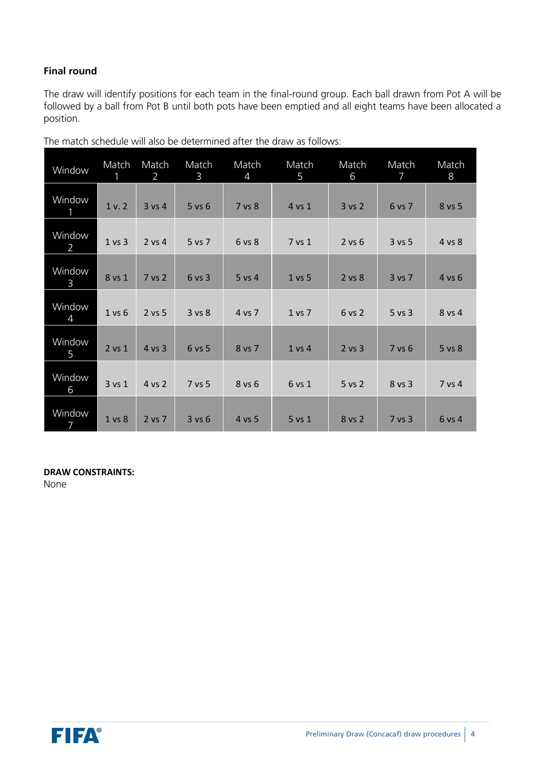### Final round

The draw will identify positions for each team in the final-round group. Each ball drawn from Pot A will be followed by a ball from Pot B until both pots have been emptied and all eight teams have been allocated a position.

The match schedule will also be determined after the draw as follows:

| Window | Match 1 | Match 2 | Match 3 | Match 4 | Match 5 | Match 6 | Match 7 | Match 8 |
|---|---|---|---|---|---|---|---|---|
| Window 1 | 1 v. 2 | 3 vs 4 | 5 vs 6 | 7 vs 8 | 4 vs 1 | 3 vs 2 | 6 vs 7 | 8 vs 5 |
| Window 2 | 1 vs 3 | 2 vs 4 | 5 vs 7 | 6 vs 8 | 7 vs 1 | 2 vs 6 | 3 vs 5 | 4 vs 8 |
| Window 3 | 8 vs 1 | 7 vs 2 | 6 vs 3 | 5 vs 4 | 1 vs 5 | 2 vs 8 | 3 vs 7 | 4 vs 6 |
| Window 4 | 1 vs 6 | 2 vs 5 | 3 vs 8 | 4 vs 7 | 1 vs 7 | 6 vs 2 | 5 vs 3 | 8 vs 4 |
| Window 5 | 2 vs 1 | 4 vs 3 | 6 vs 5 | 8 vs 7 | 1 vs 4 | 2 vs 3 | 7 vs 6 | 5 vs 8 |
| Window 6 | 3 vs 1 | 4 vs 2 | 7 vs 5 | 8 vs 6 | 6 vs 1 | 5 vs 2 | 8 vs 3 | 7 vs 4 |
| Window 7 | 1 vs 8 | 2 vs 7 | 3 vs 6 | 4 vs 5 | 5 vs 1 | 8 vs 2 | 7 vs 3 | 6 vs 4 |

**DRAW CONSTRAINTS:**
None